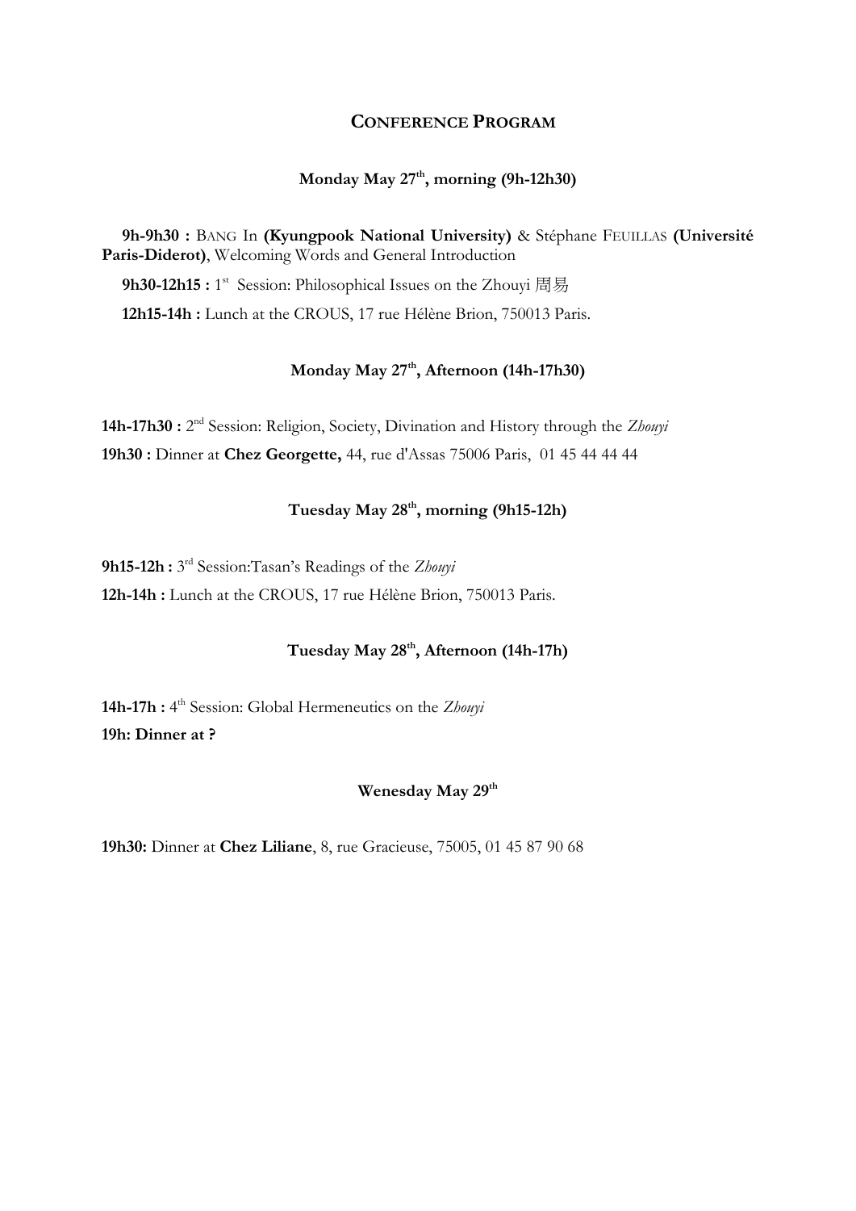## CONFERENCE PROGRAM

### Monday May 27th, morning (9h-12h30)

**9h-9h30 :** BANG In **(Kyungpook National University)** & Stéphane FEUILLAS **(Université Paris-Diderot)**, Welcoming Words and General Introduction

**9h30-12h15 :** 1st Session: Philosophical Issues on the Zhouyi 周易

**12h15-14h :** Lunch at the CROUS, 17 rue Hélène Brion, 750013 Paris.

### Monday May 27th, Afternoon (14h-17h30)

**14h-17h30 :** 2nd Session: Religion, Society, Divination and History through the *Zhouyi*

**19h30 :** Dinner at **Chez Georgette,** 44, rue d'Assas 75006 Paris, 01 45 44 44 44

### Tuesday May 28th, morning (9h15-12h)

**9h15-12h :** 3rd Session:Tasan's Readings of the *Zhouyi*

**12h-14h :** Lunch at the CROUS, 17 rue Hélène Brion, 750013 Paris.

### Tuesday May 28th, Afternoon (14h-17h)

**14h-17h :** 4th Session: Global Hermeneutics on the *Zhouyi*

**19h: Dinner at ?**

### Wenesday May 29th

**19h30:** Dinner at **Chez Liliane**, 8, rue Gracieuse, 75005, 01 45 87 90 68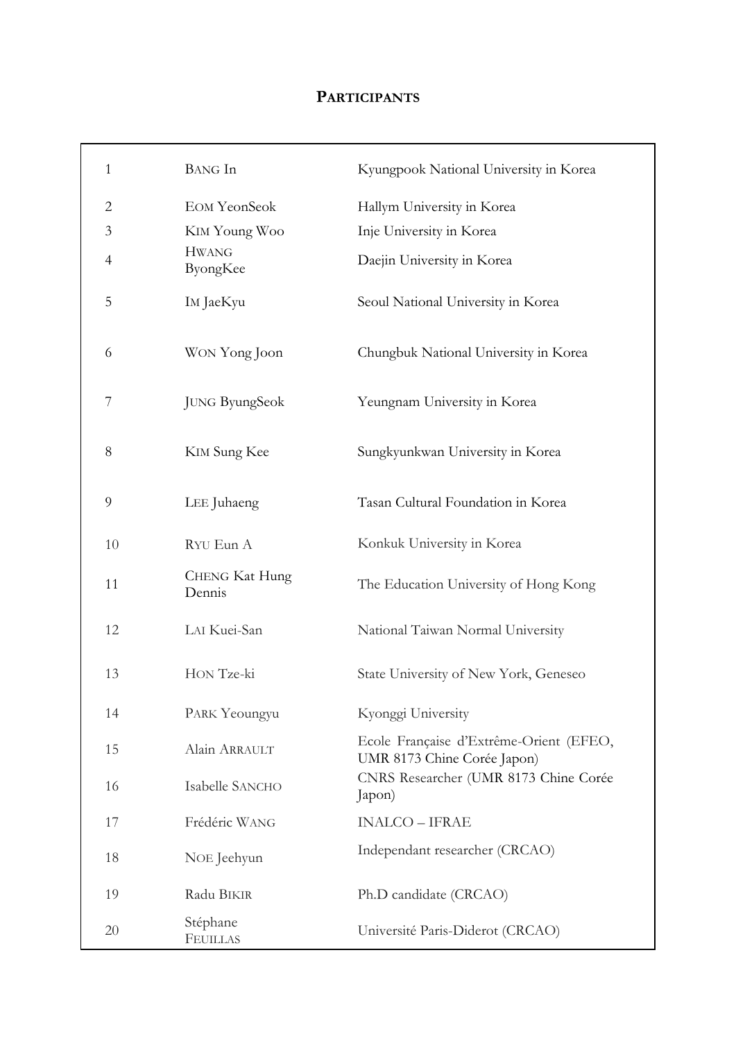# PARTICIPANTS

| | | |
|---|---|---|
| 1 | BANG In | Kyungpook National University in Korea |
| 2 | EOM YeonSeok | Hallym University in Korea |
| 3 | KIM Young Woo | Inje University in Korea |
| 4 | HWANG ByongKee | Daejin University in Korea |
| 5 | IM JaeKyu | Seoul National University in Korea |
| 6 | WON Yong Joon | Chungbuk National University in Korea |
| 7 | JUNG ByungSeok | Yeungnam University in Korea |
| 8 | KIM Sung Kee | Sungkyunkwan University in Korea |
| 9 | LEE Juhaeng | Tasan Cultural Foundation in Korea |
| 10 | RYU Eun A | Konkuk University in Korea |
| 11 | CHENG Kat Hung Dennis | The Education University of Hong Kong |
| 12 | LAI Kuei-San | National Taiwan Normal University |
| 13 | HON Tze-ki | State University of New York, Geneseo |
| 14 | PARK Yeoungyu | Kyonggi University |
| 15 | Alain ARRAULT | Ecole Française d'Extrême-Orient (EFEO, UMR 8173 Chine Corée Japon) |
| 16 | Isabelle SANCHO | CNRS Researcher (UMR 8173 Chine Corée Japon) |
| 17 | Frédéric WANG | INALCO – IFRAE |
| 18 | NOE Jeehyun | Independant researcher (CRCAO) |
| 19 | Radu BIKIR | Ph.D candidate (CRCAO) |
| 20 | Stéphane FEUILLAS | Université Paris-Diderot (CRCAO) |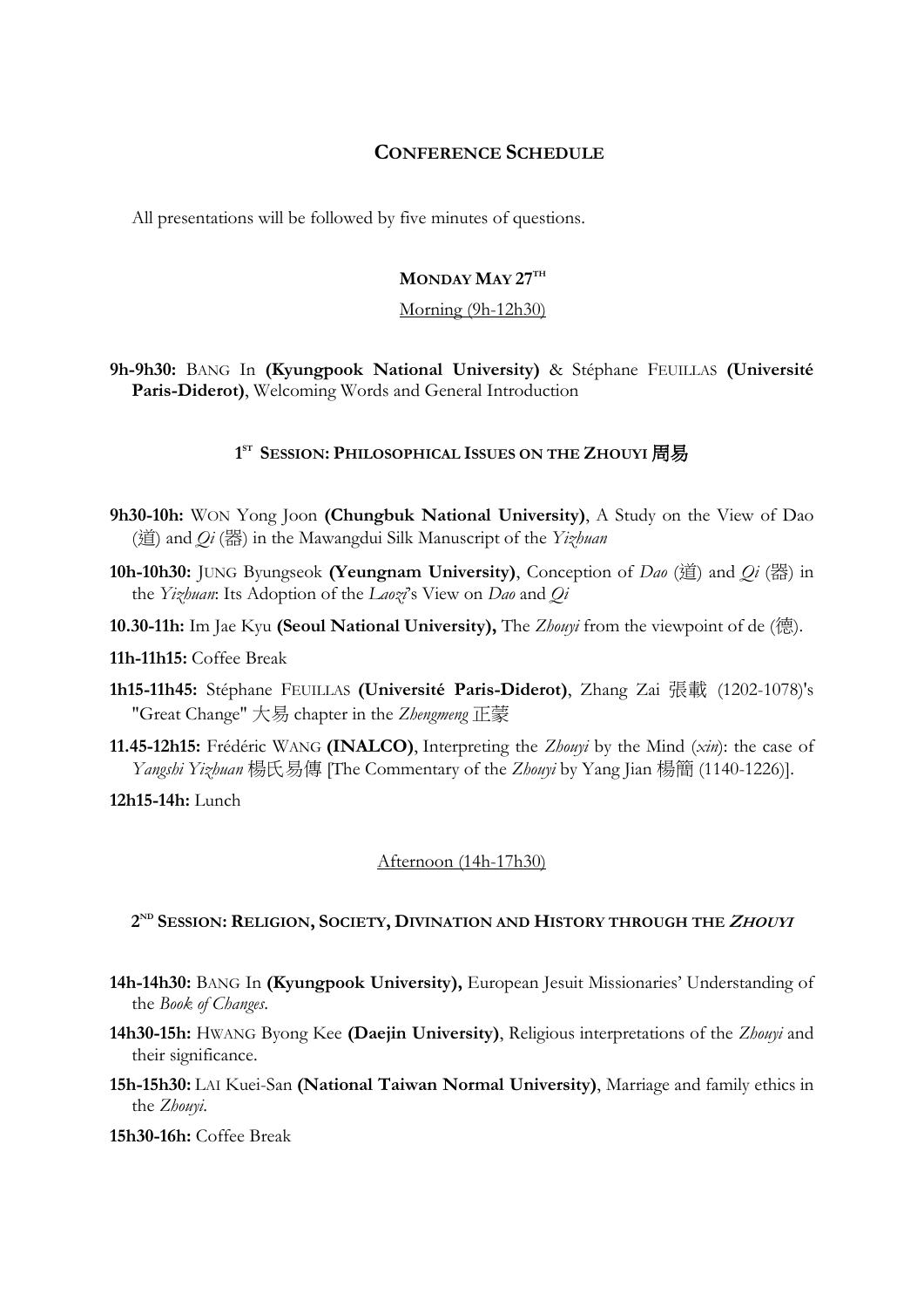## Conference Schedule

All presentations will be followed by five minutes of questions.

### Monday May 27th

Morning (9h-12h30)

**9h-9h30:** Bang In **(Kyungpook National University)** & Stéphane Feuillas **(Université Paris-Diderot)**, Welcoming Words and General Introduction

### 1st Session: Philosophical Issues on the Zhouyi 周易

**9h30-10h:** Won Yong Joon **(Chungbuk National University)**, A Study on the View of Dao (道) and *Qi* (器) in the Mawangdui Silk Manuscript of the *Yizhuan*

**10h-10h30:** Jung Byungseok **(Yeungnam University)**, Conception of *Dao* (道) and *Qi* (器) in the *Yizhuan*: Its Adoption of the *Laozi*'s View on *Dao* and *Qi*

**10.30-11h:** Im Jae Kyu **(Seoul National University),** The *Zhouyi* from the viewpoint of de (德).

**11h-11h15:** Coffee Break

**1h15-11h45:** Stéphane Feuillas **(Université Paris-Diderot)**, Zhang Zai 張載 (1202-1078)'s "Great Change" 大易 chapter in the *Zhengmeng* 正蒙

**11.45-12h15:** Frédéric Wang **(INALCO)**, Interpreting the *Zhouyi* by the Mind (*xin*): the case of *Yangshi Yizhuan* 楊氏易傳 [The Commentary of the *Zhouyi* by Yang Jian 楊簡 (1140-1226)].

**12h15-14h:** Lunch

Afternoon (14h-17h30)

### 2nd Session: Religion, Society, Divination and History through the *Zhouyi*

**14h-14h30:** Bang In **(Kyungpook University),** European Jesuit Missionaries' Understanding of the *Book of Changes*.

**14h30-15h:** Hwang Byong Kee **(Daejin University)**, Religious interpretations of the *Zhouyi* and their significance.

**15h-15h30:** Lai Kuei-San **(National Taiwan Normal University)**, Marriage and family ethics in the *Zhouyi*.

**15h30-16h:** Coffee Break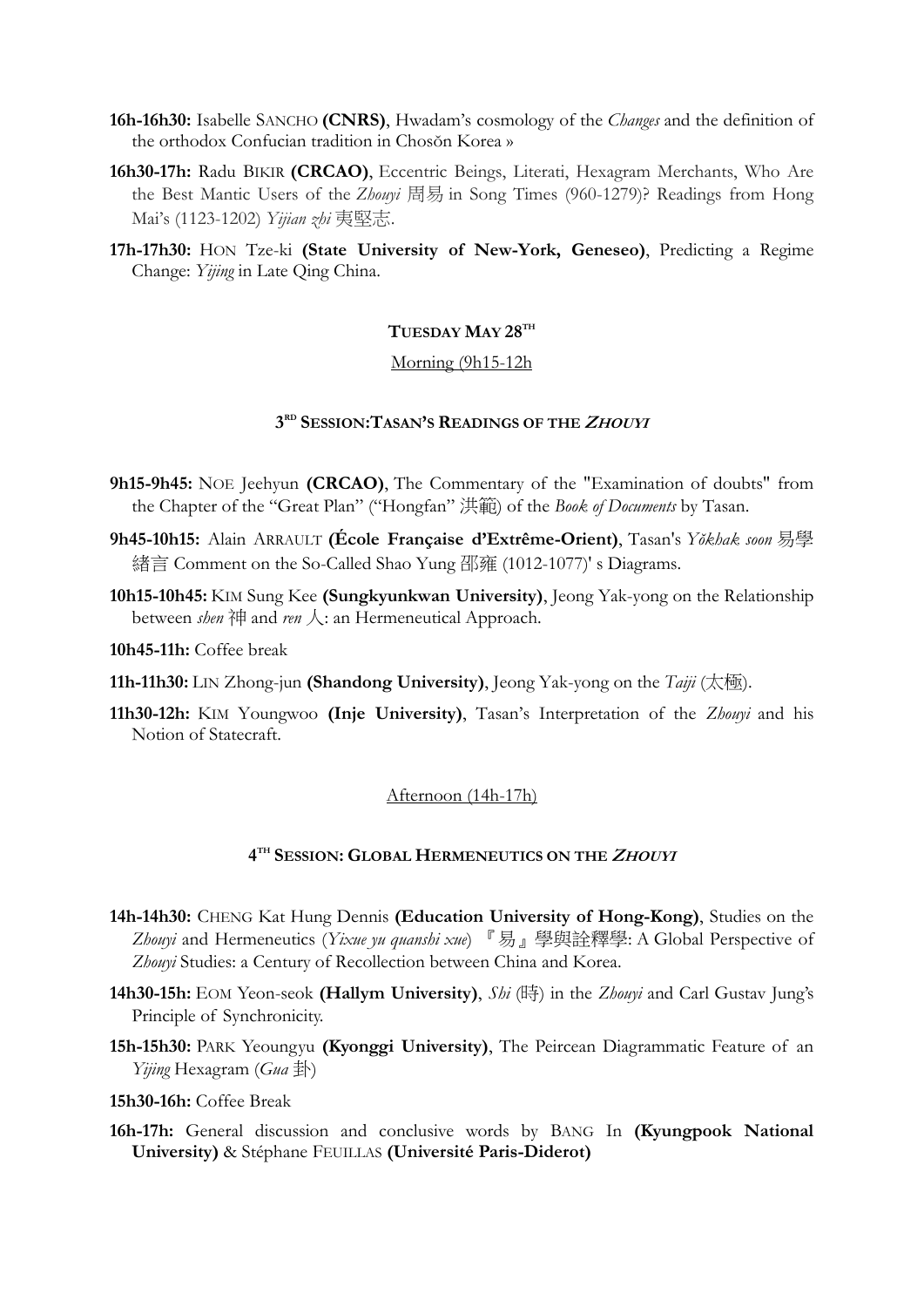**16h-16h30:** Isabelle SANCHO **(CNRS)**, Hwadam's cosmology of the *Changes* and the definition of the orthodox Confucian tradition in Chosŏn Korea »

**16h30-17h:** Radu BIKIR **(CRCAO)**, Eccentric Beings, Literati, Hexagram Merchants, Who Are the Best Mantic Users of the *Zhouyi* 周易 in Song Times (960-1279)? Readings from Hong Mai's (1123-1202) *Yijian zhi* 夷堅志.

**17h-17h30:** HON Tze-ki **(State University of New-York, Geneseo)**, Predicting a Regime Change: *Yijing* in Late Qing China.

## TUESDAY MAY 28[TH]

Morning (9h15-12h

### 3[RD] SESSION:TASAN'S READINGS OF THE *ZHOUYI*

**9h15-9h45:** NOE Jeehyun **(CRCAO)**, The Commentary of the "Examination of doubts" from the Chapter of the "Great Plan" ("Hongfan" 洪範) of the *Book of Documents* by Tasan.

**9h45-10h15:** Alain ARRAULT **(École Française d'Extrême-Orient)**, Tasan's *Yŏkhak soon* 易學緒言 Comment on the So-Called Shao Yung 邵雍 (1012-1077)' s Diagrams.

**10h15-10h45:** KIM Sung Kee **(Sungkyunkwan University)**, Jeong Yak-yong on the Relationship between *shen* 神 and *ren* 人: an Hermeneutical Approach.

**10h45-11h:** Coffee break

**11h-11h30:** LIN Zhong-jun **(Shandong University)**, Jeong Yak-yong on the *Taiji* (太極).

**11h30-12h:** KIM Youngwoo **(Inje University)**, Tasan's Interpretation of the *Zhouyi* and his Notion of Statecraft.

Afternoon (14h-17h)

### 4[TH] SESSION: GLOBAL HERMENEUTICS ON THE *ZHOUYI*

**14h-14h30:** CHENG Kat Hung Dennis **(Education University of Hong-Kong)**, Studies on the *Zhouyi* and Hermeneutics (*Yixue yu quanshi xue*) 『易』學與詮釋學: A Global Perspective of *Zhouyi* Studies: a Century of Recollection between China and Korea.

**14h30-15h:** EOM Yeon-seok **(Hallym University)**, *Shi* (時) in the *Zhouyi* and Carl Gustav Jung's Principle of Synchronicity.

**15h-15h30:** PARK Yeoungyu **(Kyonggi University)**, The Peircean Diagrammatic Feature of an *Yijing* Hexagram (*Gua* 卦)

**15h30-16h:** Coffee Break

**16h-17h:** General discussion and conclusive words by BANG In **(Kyungpook National University)** & Stéphane FEUILLAS **(Université Paris-Diderot)**